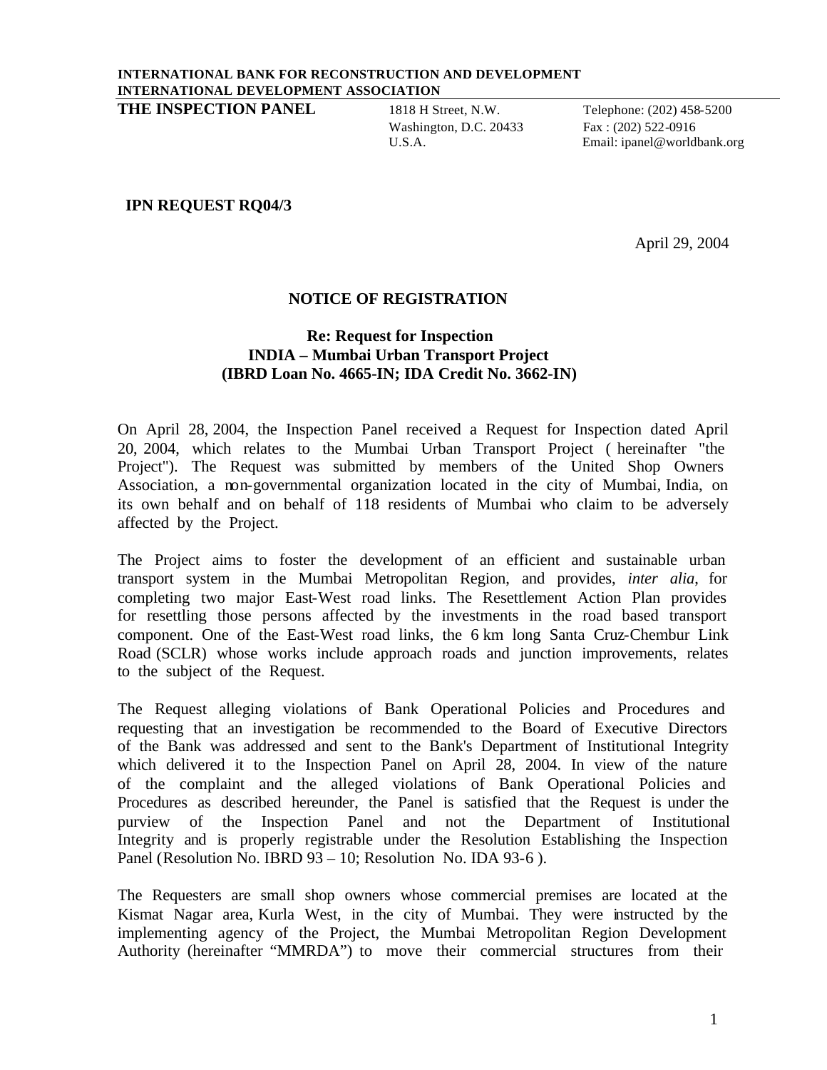**INTERNATIONAL BANK FOR RECONSTRUCTION AND DEVELOPMENT**
**INTERNATIONAL DEVELOPMENT ASSOCIATION**

**THE INSPECTION PANEL**

1818 H Street, N.W.
Washington, D.C. 20433
U.S.A.

Telephone: (202) 458-5200
Fax : (202) 522-0916
Email: ipanel@worldbank.org

**IPN REQUEST RQ04/3**

April 29, 2004

## NOTICE OF REGISTRATION

### Re: Request for Inspection
### INDIA – Mumbai Urban Transport Project
### (IBRD Loan No. 4665-IN; IDA Credit No. 3662-IN)

On April 28, 2004, the Inspection Panel received a Request for Inspection dated April 20, 2004, which relates to the Mumbai Urban Transport Project ( hereinafter "the Project"). The Request was submitted by members of the United Shop Owners Association, a non-governmental organization located in the city of Mumbai, India, on its own behalf and on behalf of 118 residents of Mumbai who claim to be adversely affected by the Project.

The Project aims to foster the development of an efficient and sustainable urban transport system in the Mumbai Metropolitan Region, and provides, *inter alia*, for completing two major East-West road links. The Resettlement Action Plan provides for resettling those persons affected by the investments in the road based transport component. One of the East-West road links, the 6 km long Santa Cruz-Chembur Link Road (SCLR) whose works include approach roads and junction improvements, relates to the subject of the Request.

The Request alleging violations of Bank Operational Policies and Procedures and requesting that an investigation be recommended to the Board of Executive Directors of the Bank was addressed and sent to the Bank's Department of Institutional Integrity which delivered it to the Inspection Panel on April 28, 2004. In view of the nature of the complaint and the alleged violations of Bank Operational Policies and Procedures as described hereunder, the Panel is satisfied that the Request is under the purview of the Inspection Panel and not the Department of Institutional Integrity and is properly registrable under the Resolution Establishing the Inspection Panel (Resolution No. IBRD 93 – 10; Resolution No. IDA 93-6 ).

The Requesters are small shop owners whose commercial premises are located at the Kismat Nagar area, Kurla West, in the city of Mumbai. They were instructed by the implementing agency of the Project, the Mumbai Metropolitan Region Development Authority (hereinafter "MMRDA") to move their commercial structures from their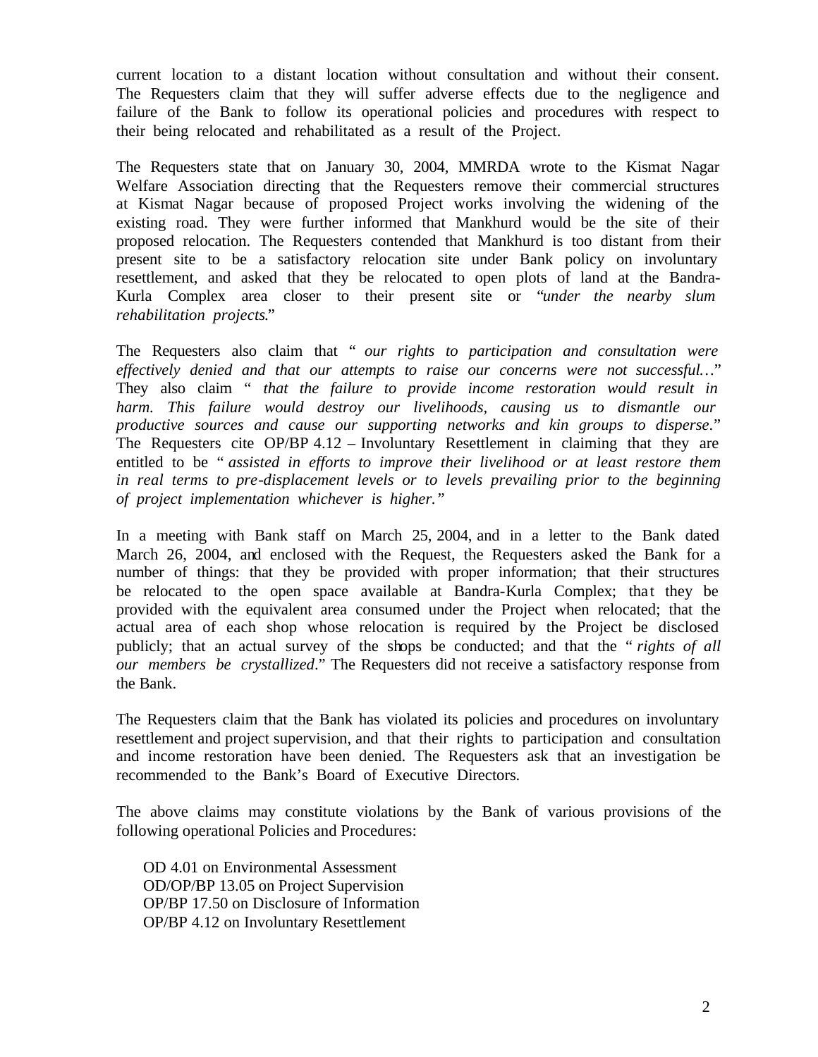current location to a distant location without consultation and without their consent. The Requesters claim that they will suffer adverse effects due to the negligence and failure of the Bank to follow its operational policies and procedures with respect to their being relocated and rehabilitated as a result of the Project.

The Requesters state that on January 30, 2004, MMRDA wrote to the Kismat Nagar Welfare Association directing that the Requesters remove their commercial structures at Kismat Nagar because of proposed Project works involving the widening of the existing road. They were further informed that Mankhurd would be the site of their proposed relocation. The Requesters contended that Mankhurd is too distant from their present site to be a satisfactory relocation site under Bank policy on involuntary resettlement, and asked that they be relocated to open plots of land at the Bandra-Kurla Complex area closer to their present site or "*under the nearby slum rehabilitation projects*."

The Requesters also claim that "*our rights to participation and consultation were effectively denied and that our attempts to raise our concerns were not successful…*" They also claim "*that the failure to provide income restoration would result in harm. This failure would destroy our livelihoods, causing us to dismantle our productive sources and cause our supporting networks and kin groups to disperse*." The Requesters cite OP/BP 4.12 – Involuntary Resettlement in claiming that they are entitled to be "*assisted in efforts to improve their livelihood or at least restore them in real terms to pre-displacement levels or to levels prevailing prior to the beginning of project implementation whichever is higher.*"

In a meeting with Bank staff on March 25, 2004, and in a letter to the Bank dated March 26, 2004, and enclosed with the Request, the Requesters asked the Bank for a number of things: that they be provided with proper information; that their structures be relocated to the open space available at Bandra-Kurla Complex; that they be provided with the equivalent area consumed under the Project when relocated; that the actual area of each shop whose relocation is required by the Project be disclosed publicly; that an actual survey of the shops be conducted; and that the "*rights of all our members be crystallized*." The Requesters did not receive a satisfactory response from the Bank.

The Requesters claim that the Bank has violated its policies and procedures on involuntary resettlement and project supervision, and that their rights to participation and consultation and income restoration have been denied. The Requesters ask that an investigation be recommended to the Bank's Board of Executive Directors.

The above claims may constitute violations by the Bank of various provisions of the following operational Policies and Procedures:

OD 4.01 on Environmental Assessment
OD/OP/BP 13.05 on Project Supervision
OP/BP 17.50 on Disclosure of Information
OP/BP 4.12 on Involuntary Resettlement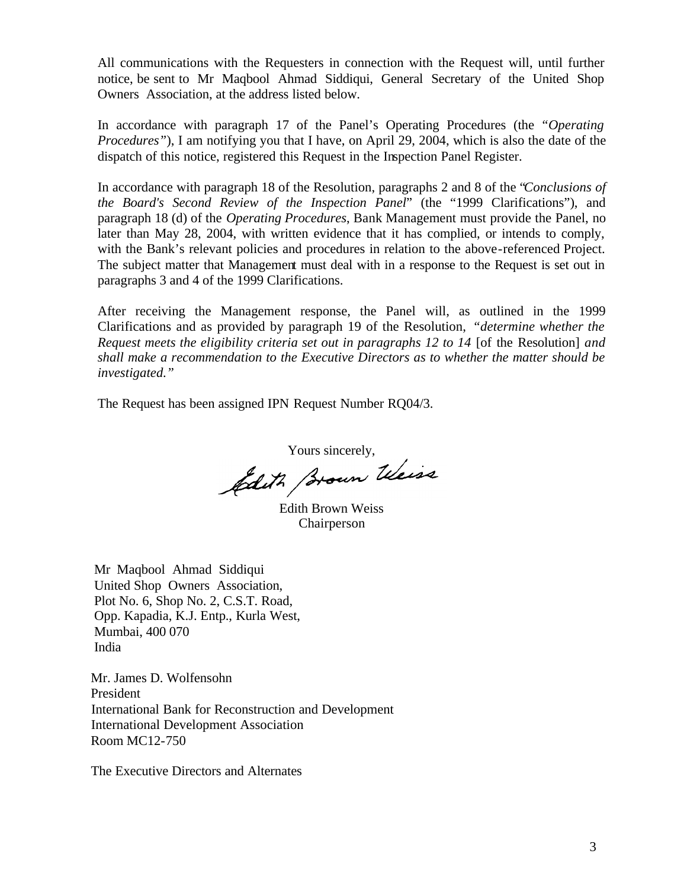All communications with the Requesters in connection with the Request will, until further notice, be sent to Mr Maqbool Ahmad Siddiqui, General Secretary of the United Shop Owners Association, at the address listed below.

In accordance with paragraph 17 of the Panel's Operating Procedures (the "*Operating Procedures*"), I am notifying you that I have, on April 29, 2004, which is also the date of the dispatch of this notice, registered this Request in the Inspection Panel Register.

In accordance with paragraph 18 of the Resolution, paragraphs 2 and 8 of the "*Conclusions of the Board's Second Review of the Inspection Panel*" (the "1999 Clarifications"), and paragraph 18 (d) of the *Operating Procedures*, Bank Management must provide the Panel, no later than May 28, 2004, with written evidence that it has complied, or intends to comply, with the Bank's relevant policies and procedures in relation to the above-referenced Project. The subject matter that Management must deal with in a response to the Request is set out in paragraphs 3 and 4 of the 1999 Clarifications.

After receiving the Management response, the Panel will, as outlined in the 1999 Clarifications and as provided by paragraph 19 of the Resolution, *"determine whether the Request meets the eligibility criteria set out in paragraphs 12 to 14* [of the Resolution] *and shall make a recommendation to the Executive Directors as to whether the matter should be investigated."*

The Request has been assigned IPN Request Number RQ04/3.

Yours sincerely,

Edith Brown Weiss

Edith Brown Weiss
Chairperson

Mr Maqbool Ahmad Siddiqui
United Shop Owners Association,
Plot No. 6, Shop No. 2, C.S.T. Road,
Opp. Kapadia, K.J. Entp., Kurla West,
Mumbai, 400 070
India

Mr. James D. Wolfensohn
President
International Bank for Reconstruction and Development
International Development Association
Room MC12-750

The Executive Directors and Alternates